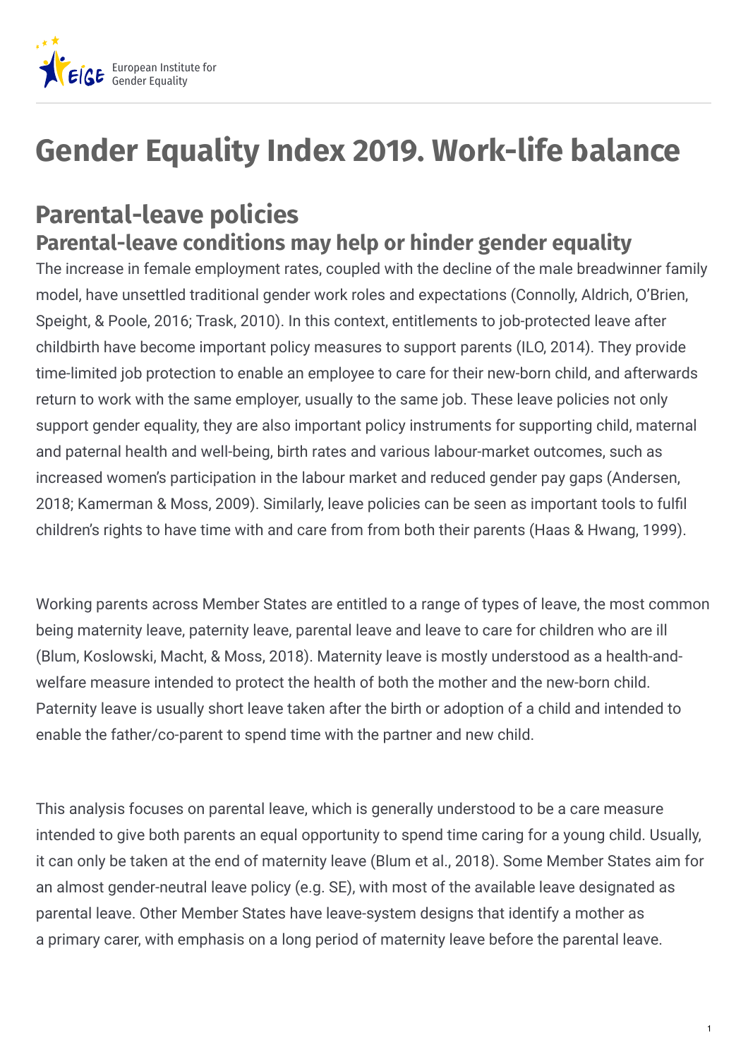# Gender Equality Index 2019. Work-life balance

## Parental-leave policies

### Parental-leave conditions may help or hinder gender equality

The increase in female employment rates, coupled with the decline of the male breadwinner family model, have unsettled traditional gender work roles and expectations (Connolly, Aldrich, O'Brien, Speight, & Poole, 2016; Trask, 2010). In this context, entitlements to job-protected leave after childbirth have become important policy measures to support parents (ILO, 2014). They provide time-limited job protection to enable an employee to care for their new-born child, and afterwards return to work with the same employer, usually to the same job. These leave policies not only support gender equality, they are also important policy instruments for supporting child, maternal and paternal health and well-being, birth rates and various labour-market outcomes, such as increased women's participation in the labour market and reduced gender pay gaps (Andersen, 2018; Kamerman & Moss, 2009). Similarly, leave policies can be seen as important tools to fulfil children's rights to have time with and care from from both their parents (Haas & Hwang, 1999).

Working parents across Member States are entitled to a range of types of leave, the most common being maternity leave, paternity leave, parental leave and leave to care for children who are ill (Blum, Koslowski, Macht, & Moss, 2018). Maternity leave is mostly understood as a health-and-welfare measure intended to protect the health of both the mother and the new-born child. Paternity leave is usually short leave taken after the birth or adoption of a child and intended to enable the father/co-parent to spend time with the partner and new child.

This analysis focuses on parental leave, which is generally understood to be a care measure intended to give both parents an equal opportunity to spend time caring for a young child. Usually, it can only be taken at the end of maternity leave (Blum et al., 2018). Some Member States aim for an almost gender-neutral leave policy (e.g. SE), with most of the available leave designated as parental leave. Other Member States have leave-system designs that identify a mother as a primary carer, with emphasis on a long period of maternity leave before the parental leave.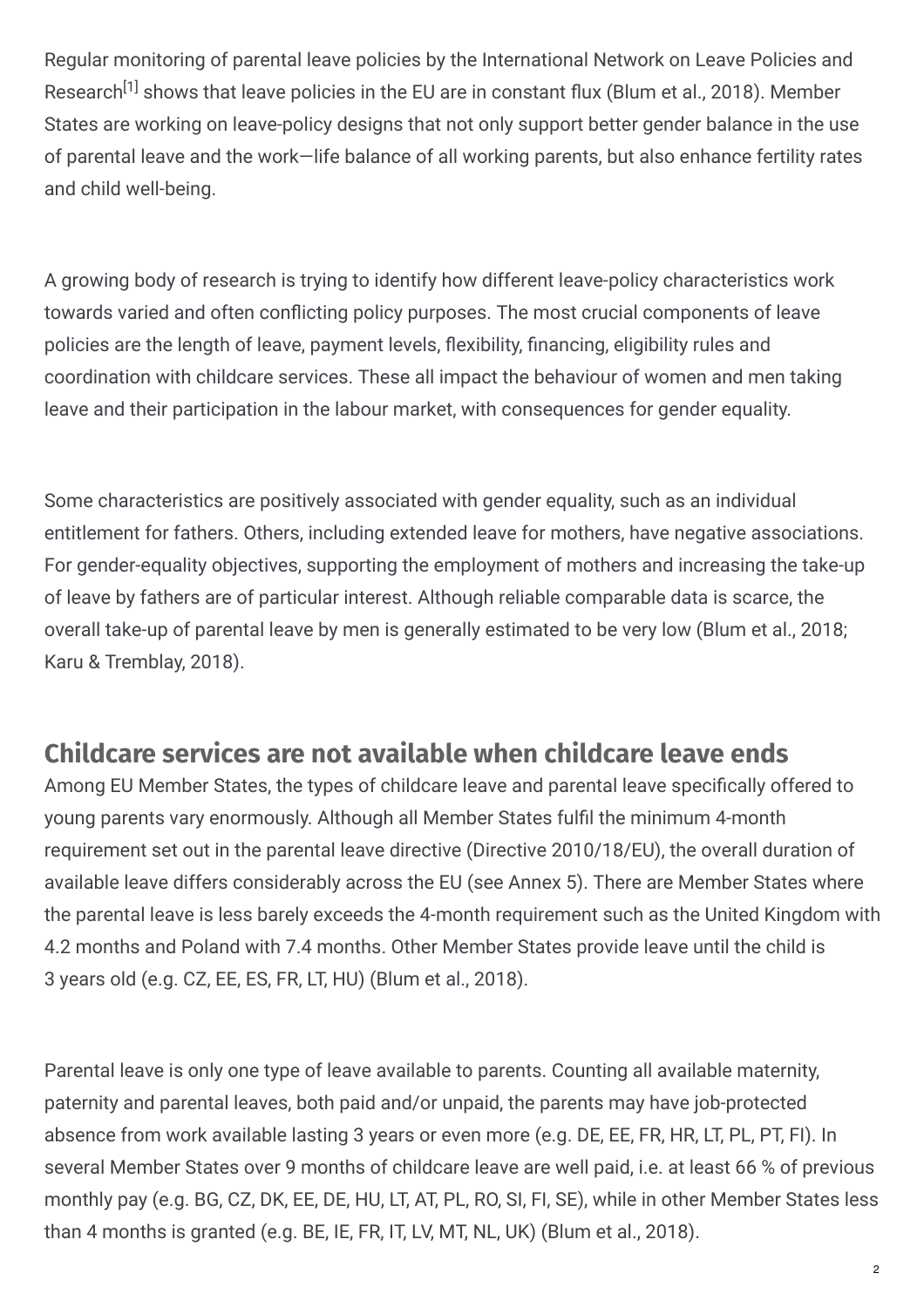Regular monitoring of parental leave policies by the International Network on Leave Policies and Research[1] shows that leave policies in the EU are in constant flux (Blum et al., 2018). Member States are working on leave-policy designs that not only support better gender balance in the use of parental leave and the work—life balance of all working parents, but also enhance fertility rates and child well-being.

A growing body of research is trying to identify how different leave-policy characteristics work towards varied and often conflicting policy purposes. The most crucial components of leave policies are the length of leave, payment levels, flexibility, financing, eligibility rules and coordination with childcare services. These all impact the behaviour of women and men taking leave and their participation in the labour market, with consequences for gender equality.

Some characteristics are positively associated with gender equality, such as an individual entitlement for fathers. Others, including extended leave for mothers, have negative associations. For gender-equality objectives, supporting the employment of mothers and increasing the take-up of leave by fathers are of particular interest. Although reliable comparable data is scarce, the overall take-up of parental leave by men is generally estimated to be very low (Blum et al., 2018; Karu & Tremblay, 2018).

## Childcare services are not available when childcare leave ends

Among EU Member States, the types of childcare leave and parental leave specifically offered to young parents vary enormously. Although all Member States fulfil the minimum 4-month requirement set out in the parental leave directive (Directive 2010/18/EU), the overall duration of available leave differs considerably across the EU (see Annex 5). There are Member States where the parental leave is less barely exceeds the 4-month requirement such as the United Kingdom with 4.2 months and Poland with 7.4 months. Other Member States provide leave until the child is 3 years old (e.g. CZ, EE, ES, FR, LT, HU) (Blum et al., 2018).

Parental leave is only one type of leave available to parents. Counting all available maternity, paternity and parental leaves, both paid and/or unpaid, the parents may have job-protected absence from work available lasting 3 years or even more (e.g. DE, EE, FR, HR, LT, PL, PT, FI). In several Member States over 9 months of childcare leave are well paid, i.e. at least 66 % of previous monthly pay (e.g. BG, CZ, DK, EE, DE, HU, LT, AT, PL, RO, SI, FI, SE), while in other Member States less than 4 months is granted (e.g. BE, IE, FR, IT, LV, MT, NL, UK) (Blum et al., 2018).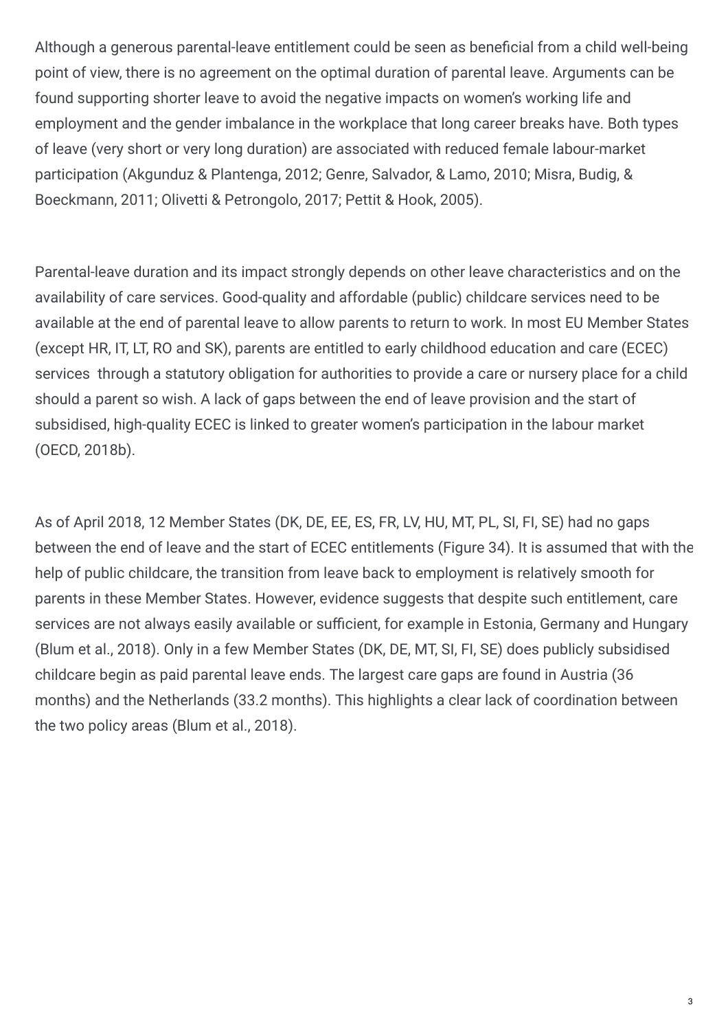Although a generous parental-leave entitlement could be seen as beneficial from a child well-being point of view, there is no agreement on the optimal duration of parental leave. Arguments can be found supporting shorter leave to avoid the negative impacts on women's working life and employment and the gender imbalance in the workplace that long career breaks have. Both types of leave (very short or very long duration) are associated with reduced female labour-market participation (Akgunduz & Plantenga, 2012; Genre, Salvador, & Lamo, 2010; Misra, Budig, & Boeckmann, 2011; Olivetti & Petrongolo, 2017; Pettit & Hook, 2005).

Parental-leave duration and its impact strongly depends on other leave characteristics and on the availability of care services. Good-quality and affordable (public) childcare services need to be available at the end of parental leave to allow parents to return to work. In most EU Member States (except HR, IT, LT, RO and SK), parents are entitled to early childhood education and care (ECEC) services through a statutory obligation for authorities to provide a care or nursery place for a child should a parent so wish. A lack of gaps between the end of leave provision and the start of subsidised, high-quality ECEC is linked to greater women's participation in the labour market (OECD, 2018b).

As of April 2018, 12 Member States (DK, DE, EE, ES, FR, LV, HU, MT, PL, SI, FI, SE) had no gaps between the end of leave and the start of ECEC entitlements (Figure 34). It is assumed that with the help of public childcare, the transition from leave back to employment is relatively smooth for parents in these Member States. However, evidence suggests that despite such entitlement, care services are not always easily available or sufficient, for example in Estonia, Germany and Hungary (Blum et al., 2018). Only in a few Member States (DK, DE, MT, SI, FI, SE) does publicly subsidised childcare begin as paid parental leave ends. The largest care gaps are found in Austria (36 months) and the Netherlands (33.2 months). This highlights a clear lack of coordination between the two policy areas (Blum et al., 2018).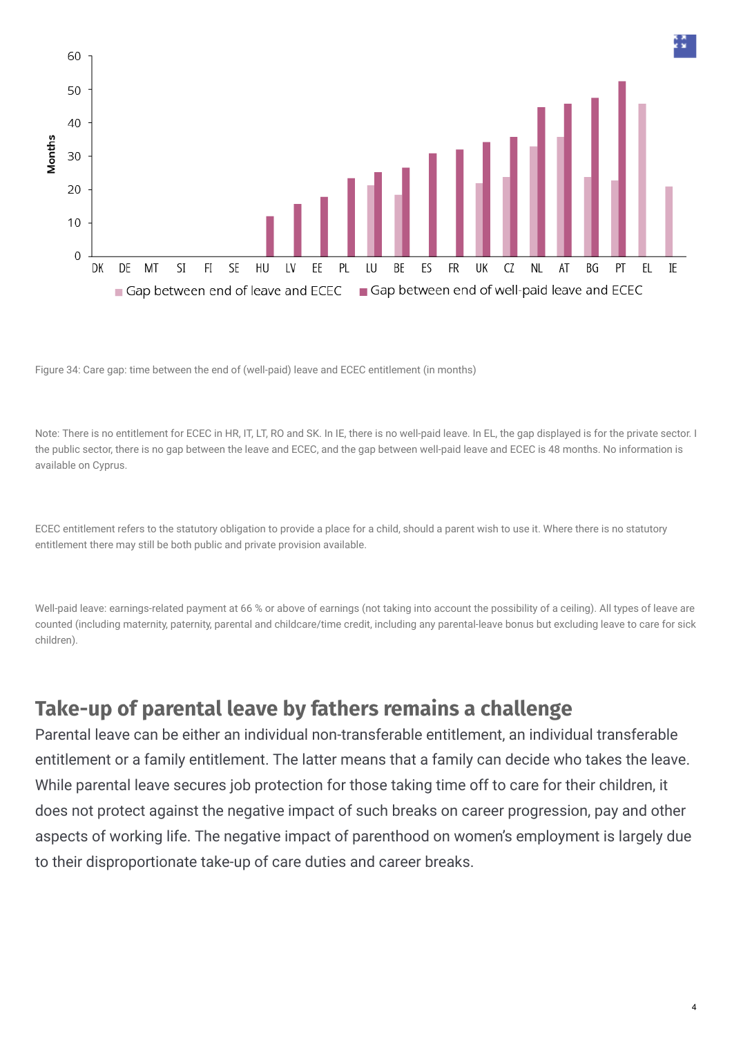Figure 34: Care gap: time between the end of (well-paid) leave and ECEC entitlement (in months)

Note: There is no entitlement for ECEC in HR, IT, LT, RO and SK. In IE, there is no well-paid leave. In EL, the gap displayed is for the private sector. I the public sector, there is no gap between the leave and ECEC, and the gap between well-paid leave and ECEC is 48 months. No information is available on Cyprus.

ECEC entitlement refers to the statutory obligation to provide a place for a child, should a parent wish to use it. Where there is no statutory entitlement there may still be both public and private provision available.

Well-paid leave: earnings-related payment at 66 % or above of earnings (not taking into account the possibility of a ceiling). All types of leave are counted (including maternity, paternity, parental and childcare/time credit, including any parental-leave bonus but excluding leave to care for sick children).

## Take-up of parental leave by fathers remains a challenge

Parental leave can be either an individual non-transferable entitlement, an individual transferable entitlement or a family entitlement. The latter means that a family can decide who takes the leave. While parental leave secures job protection for those taking time off to care for their children, it does not protect against the negative impact of such breaks on career progression, pay and other aspects of working life. The negative impact of parenthood on women's employment is largely due to their disproportionate take-up of care duties and career breaks.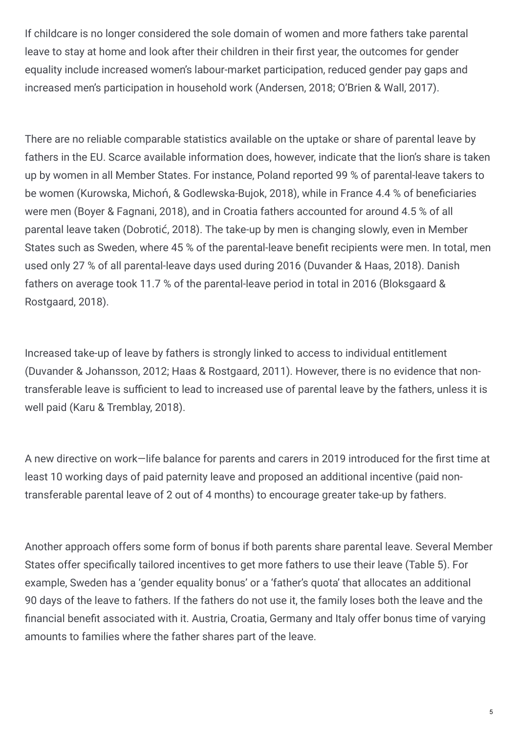If childcare is no longer considered the sole domain of women and more fathers take parental leave to stay at home and look after their children in their first year, the outcomes for gender equality include increased women's labour-market participation, reduced gender pay gaps and increased men's participation in household work (Andersen, 2018; O'Brien & Wall, 2017).

There are no reliable comparable statistics available on the uptake or share of parental leave by fathers in the EU. Scarce available information does, however, indicate that the lion's share is taken up by women in all Member States. For instance, Poland reported 99 % of parental-leave takers to be women (Kurowska, Michoń, & Godlewska-Bujok, 2018), while in France 4.4 % of beneficiaries were men (Boyer & Fagnani, 2018), and in Croatia fathers accounted for around 4.5 % of all parental leave taken (Dobrotić, 2018). The take-up by men is changing slowly, even in Member States such as Sweden, where 45 % of the parental-leave benefit recipients were men. In total, men used only 27 % of all parental-leave days used during 2016 (Duvander & Haas, 2018). Danish fathers on average took 11.7 % of the parental-leave period in total in 2016 (Bloksgaard & Rostgaard, 2018).

Increased take-up of leave by fathers is strongly linked to access to individual entitlement (Duvander & Johansson, 2012; Haas & Rostgaard, 2011). However, there is no evidence that non-transferable leave is sufficient to lead to increased use of parental leave by the fathers, unless it is well paid (Karu & Tremblay, 2018).

A new directive on work—life balance for parents and carers in 2019 introduced for the first time at least 10 working days of paid paternity leave and proposed an additional incentive (paid non-transferable parental leave of 2 out of 4 months) to encourage greater take-up by fathers.

Another approach offers some form of bonus if both parents share parental leave. Several Member States offer specifically tailored incentives to get more fathers to use their leave (Table 5). For example, Sweden has a 'gender equality bonus' or a 'father's quota' that allocates an additional 90 days of the leave to fathers. If the fathers do not use it, the family loses both the leave and the financial benefit associated with it. Austria, Croatia, Germany and Italy offer bonus time of varying amounts to families where the father shares part of the leave.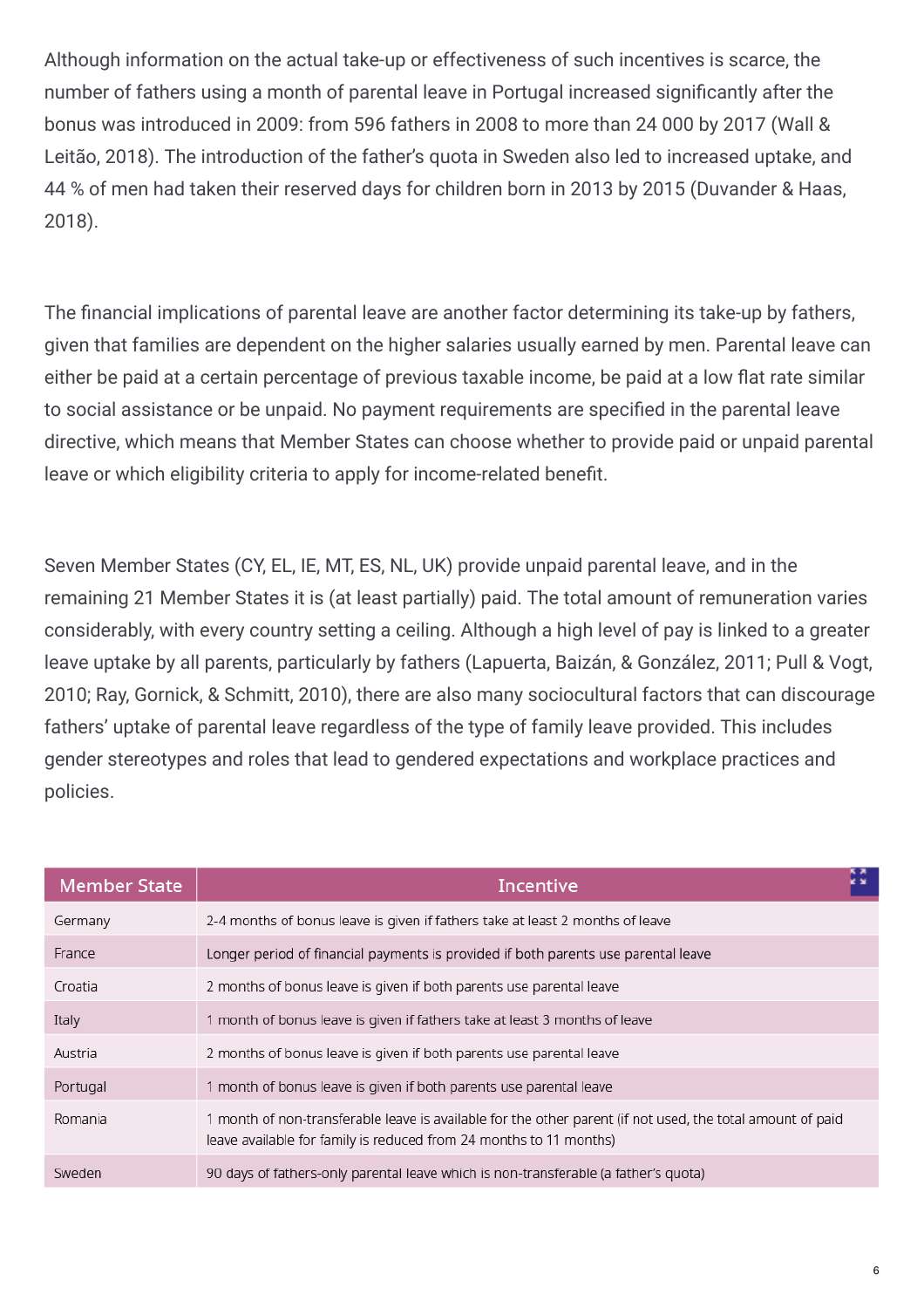Although information on the actual take-up or effectiveness of such incentives is scarce, the number of fathers using a month of parental leave in Portugal increased significantly after the bonus was introduced in 2009: from 596 fathers in 2008 to more than 24 000 by 2017 (Wall & Leitão, 2018). The introduction of the father's quota in Sweden also led to increased uptake, and 44 % of men had taken their reserved days for children born in 2013 by 2015 (Duvander & Haas, 2018).

The financial implications of parental leave are another factor determining its take-up by fathers, given that families are dependent on the higher salaries usually earned by men. Parental leave can either be paid at a certain percentage of previous taxable income, be paid at a low flat rate similar to social assistance or be unpaid. No payment requirements are specified in the parental leave directive, which means that Member States can choose whether to provide paid or unpaid parental leave or which eligibility criteria to apply for income-related benefit.

Seven Member States (CY, EL, IE, MT, ES, NL, UK) provide unpaid parental leave, and in the remaining 21 Member States it is (at least partially) paid. The total amount of remuneration varies considerably, with every country setting a ceiling. Although a high level of pay is linked to a greater leave uptake by all parents, particularly by fathers (Lapuerta, Baizán, & González, 2011; Pull & Vogt, 2010; Ray, Gornick, & Schmitt, 2010), there are also many sociocultural factors that can discourage fathers' uptake of parental leave regardless of the type of family leave provided. This includes gender stereotypes and roles that lead to gendered expectations and workplace practices and policies.

| Member State | Incentive |
|---|---|
| Germany | 2-4 months of bonus leave is given if fathers take at least 2 months of leave |
| France | Longer period of financial payments is provided if both parents use parental leave |
| Croatia | 2 months of bonus leave is given if both parents use parental leave |
| Italy | 1 month of bonus leave is given if fathers take at least 3 months of leave |
| Austria | 2 months of bonus leave is given if both parents use parental leave |
| Portugal | 1 month of bonus leave is given if both parents use parental leave |
| Romania | 1 month of non-transferable leave is available for the other parent (if not used, the total amount of paid leave available for family is reduced from 24 months to 11 months) |
| Sweden | 90 days of fathers-only parental leave which is non-transferable (a father's quota) |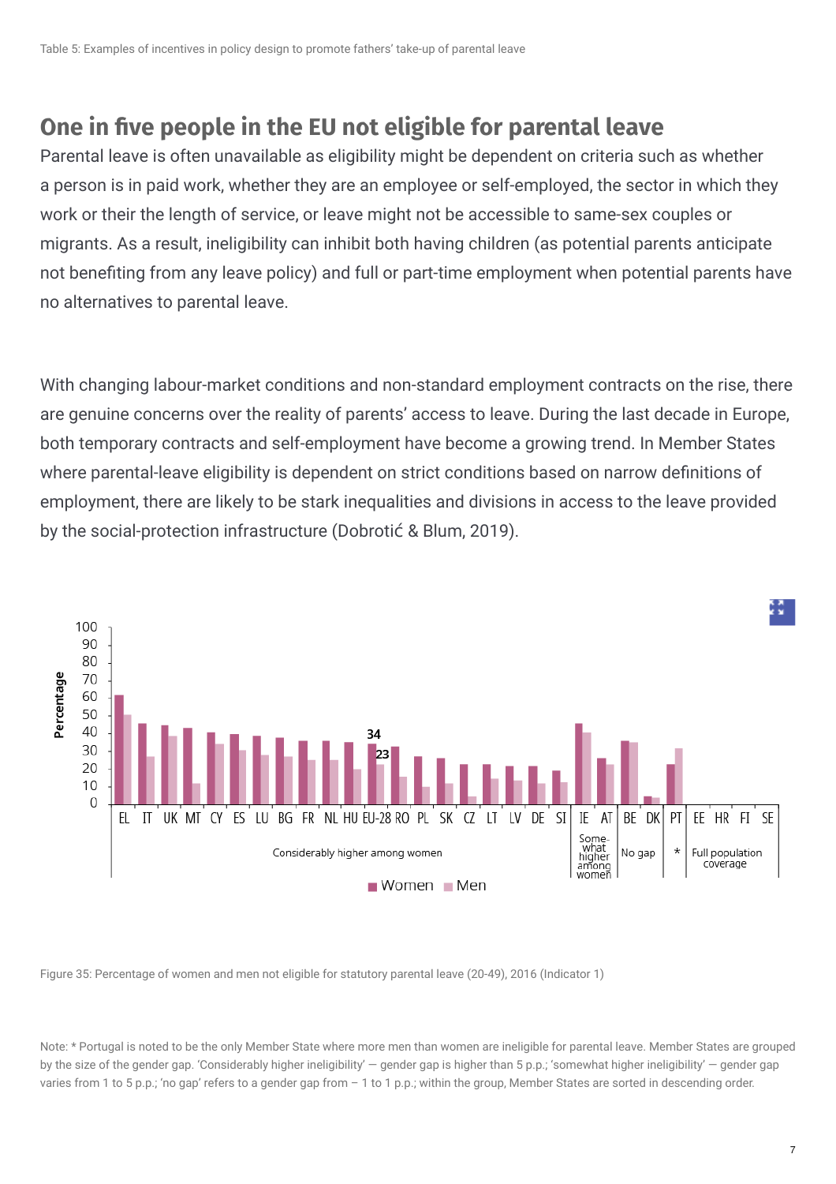Table 5: Examples of incentives in policy design to promote fathers' take-up of parental leave

## One in five people in the EU not eligible for parental leave

Parental leave is often unavailable as eligibility might be dependent on criteria such as whether a person is in paid work, whether they are an employee or self-employed, the sector in which they work or their the length of service, or leave might not be accessible to same-sex couples or migrants. As a result, ineligibility can inhibit both having children (as potential parents anticipate not benefiting from any leave policy) and full or part-time employment when potential parents have no alternatives to parental leave.

With changing labour-market conditions and non-standard employment contracts on the rise, there are genuine concerns over the reality of parents' access to leave. During the last decade in Europe, both temporary contracts and self-employment have become a growing trend. In Member States where parental-leave eligibility is dependent on strict conditions based on narrow definitions of employment, there are likely to be stark inequalities and divisions in access to the leave provided by the social-protection infrastructure (Dobrotić & Blum, 2019).

Figure 35: Percentage of women and men not eligible for statutory parental leave (20-49), 2016 (Indicator 1)

Note: * Portugal is noted to be the only Member State where more men than women are ineligible for parental leave. Member States are grouped by the size of the gender gap. 'Considerably higher ineligibility' — gender gap is higher than 5 p.p.; 'somewhat higher ineligibility' — gender gap varies from 1 to 5 p.p.; 'no gap' refers to a gender gap from – 1 to 1 p.p.; within the group, Member States are sorted in descending order.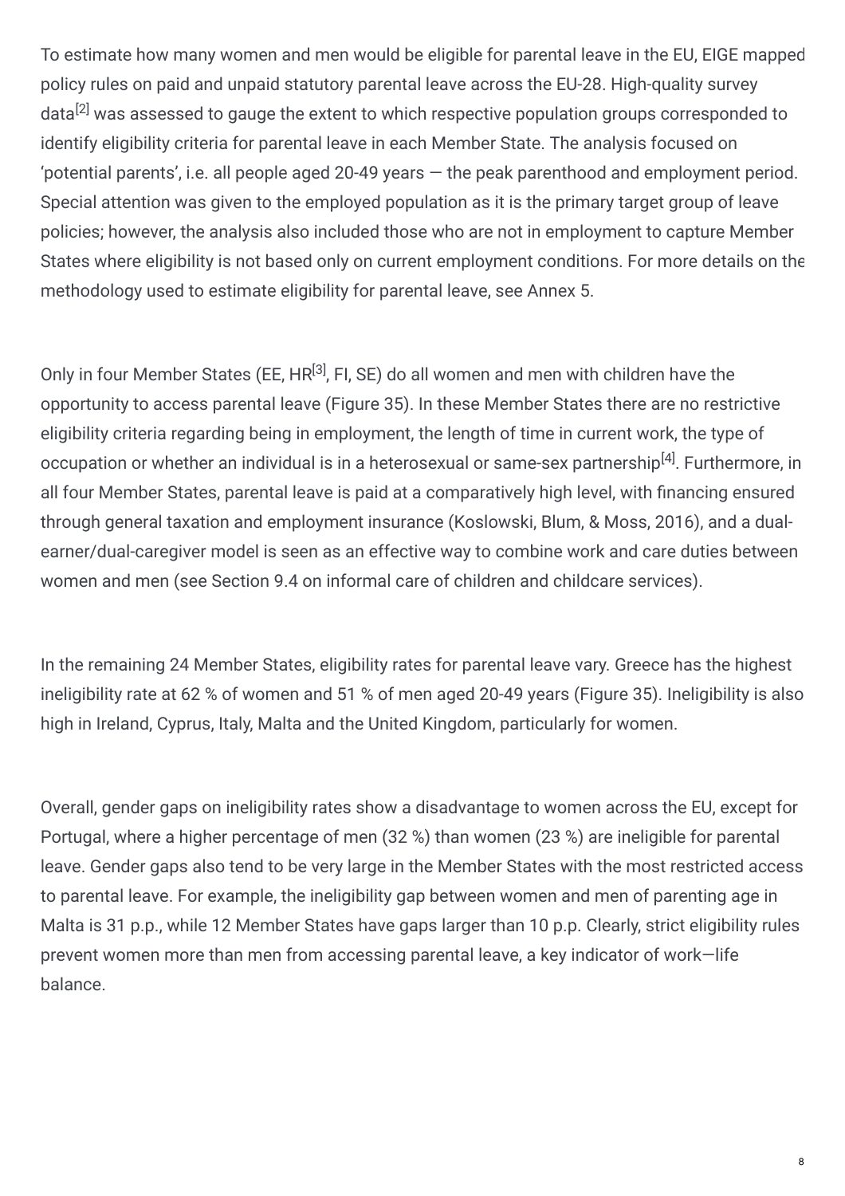To estimate how many women and men would be eligible for parental leave in the EU, EIGE mapped policy rules on paid and unpaid statutory parental leave across the EU-28. High-quality survey data[2] was assessed to gauge the extent to which respective population groups corresponded to identify eligibility criteria for parental leave in each Member State. The analysis focused on 'potential parents', i.e. all people aged 20-49 years — the peak parenthood and employment period. Special attention was given to the employed population as it is the primary target group of leave policies; however, the analysis also included those who are not in employment to capture Member States where eligibility is not based only on current employment conditions. For more details on the methodology used to estimate eligibility for parental leave, see Annex 5.

Only in four Member States (EE, HR[3], FI, SE) do all women and men with children have the opportunity to access parental leave (Figure 35). In these Member States there are no restrictive eligibility criteria regarding being in employment, the length of time in current work, the type of occupation or whether an individual is in a heterosexual or same-sex partnership[4]. Furthermore, in all four Member States, parental leave is paid at a comparatively high level, with financing ensured through general taxation and employment insurance (Koslowski, Blum, & Moss, 2016), and a dual-earner/dual-caregiver model is seen as an effective way to combine work and care duties between women and men (see Section 9.4 on informal care of children and childcare services).

In the remaining 24 Member States, eligibility rates for parental leave vary. Greece has the highest ineligibility rate at 62 % of women and 51 % of men aged 20-49 years (Figure 35). Ineligibility is also high in Ireland, Cyprus, Italy, Malta and the United Kingdom, particularly for women.

Overall, gender gaps on ineligibility rates show a disadvantage to women across the EU, except for Portugal, where a higher percentage of men (32 %) than women (23 %) are ineligible for parental leave. Gender gaps also tend to be very large in the Member States with the most restricted access to parental leave. For example, the ineligibility gap between women and men of parenting age in Malta is 31 p.p., while 12 Member States have gaps larger than 10 p.p. Clearly, strict eligibility rules prevent women more than men from accessing parental leave, a key indicator of work—life balance.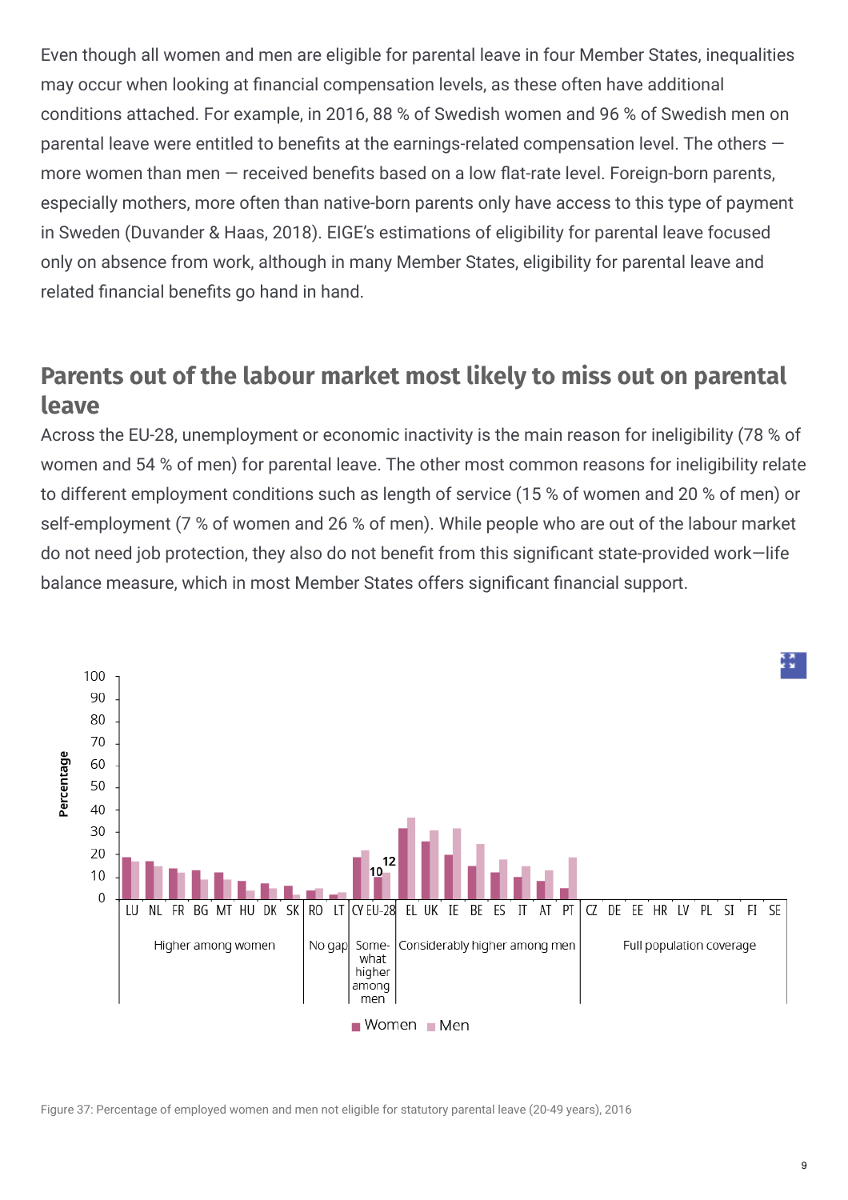Even though all women and men are eligible for parental leave in four Member States, inequalities may occur when looking at financial compensation levels, as these often have additional conditions attached. For example, in 2016, 88 % of Swedish women and 96 % of Swedish men on parental leave were entitled to benefits at the earnings-related compensation level. The others — more women than men — received benefits based on a low flat-rate level. Foreign-born parents, especially mothers, more often than native-born parents only have access to this type of payment in Sweden (Duvander & Haas, 2018). EIGE's estimations of eligibility for parental leave focused only on absence from work, although in many Member States, eligibility for parental leave and related financial benefits go hand in hand.

## Parents out of the labour market most likely to miss out on parental leave

Across the EU-28, unemployment or economic inactivity is the main reason for ineligibility (78 % of women and 54 % of men) for parental leave. The other most common reasons for ineligibility relate to different employment conditions such as length of service (15 % of women and 20 % of men) or self-employment (7 % of women and 26 % of men). While people who are out of the labour market do not need job protection, they also do not benefit from this significant state-provided work—life balance measure, which in most Member States offers significant financial support.

Figure 37: Percentage of employed women and men not eligible for statutory parental leave (20-49 years), 2016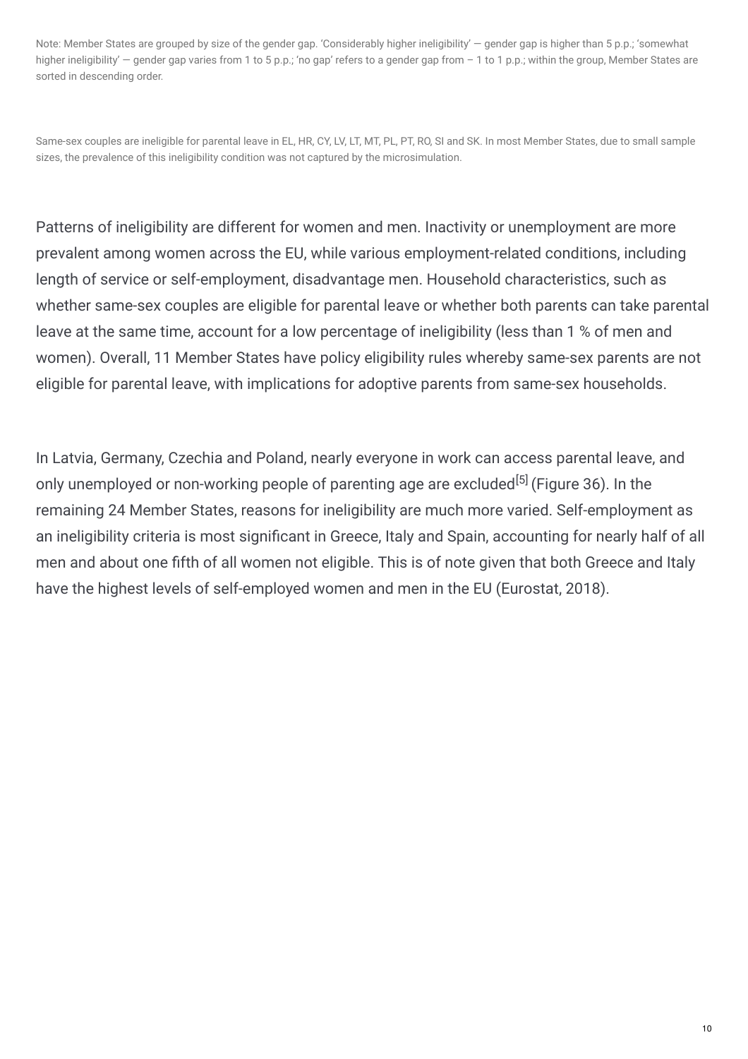Note: Member States are grouped by size of the gender gap. 'Considerably higher ineligibility' — gender gap is higher than 5 p.p.; 'somewhat higher ineligibility' — gender gap varies from 1 to 5 p.p.; 'no gap' refers to a gender gap from – 1 to 1 p.p.; within the group, Member States are sorted in descending order.

Same-sex couples are ineligible for parental leave in EL, HR, CY, LV, LT, MT, PL, PT, RO, SI and SK. In most Member States, due to small sample sizes, the prevalence of this ineligibility condition was not captured by the microsimulation.

Patterns of ineligibility are different for women and men. Inactivity or unemployment are more prevalent among women across the EU, while various employment-related conditions, including length of service or self-employment, disadvantage men. Household characteristics, such as whether same-sex couples are eligible for parental leave or whether both parents can take parental leave at the same time, account for a low percentage of ineligibility (less than 1 % of men and women). Overall, 11 Member States have policy eligibility rules whereby same-sex parents are not eligible for parental leave, with implications for adoptive parents from same-sex households.

In Latvia, Germany, Czechia and Poland, nearly everyone in work can access parental leave, and only unemployed or non-working people of parenting age are excluded[5] (Figure 36). In the remaining 24 Member States, reasons for ineligibility are much more varied. Self-employment as an ineligibility criteria is most significant in Greece, Italy and Spain, accounting for nearly half of all men and about one fifth of all women not eligible. This is of note given that both Greece and Italy have the highest levels of self-employed women and men in the EU (Eurostat, 2018).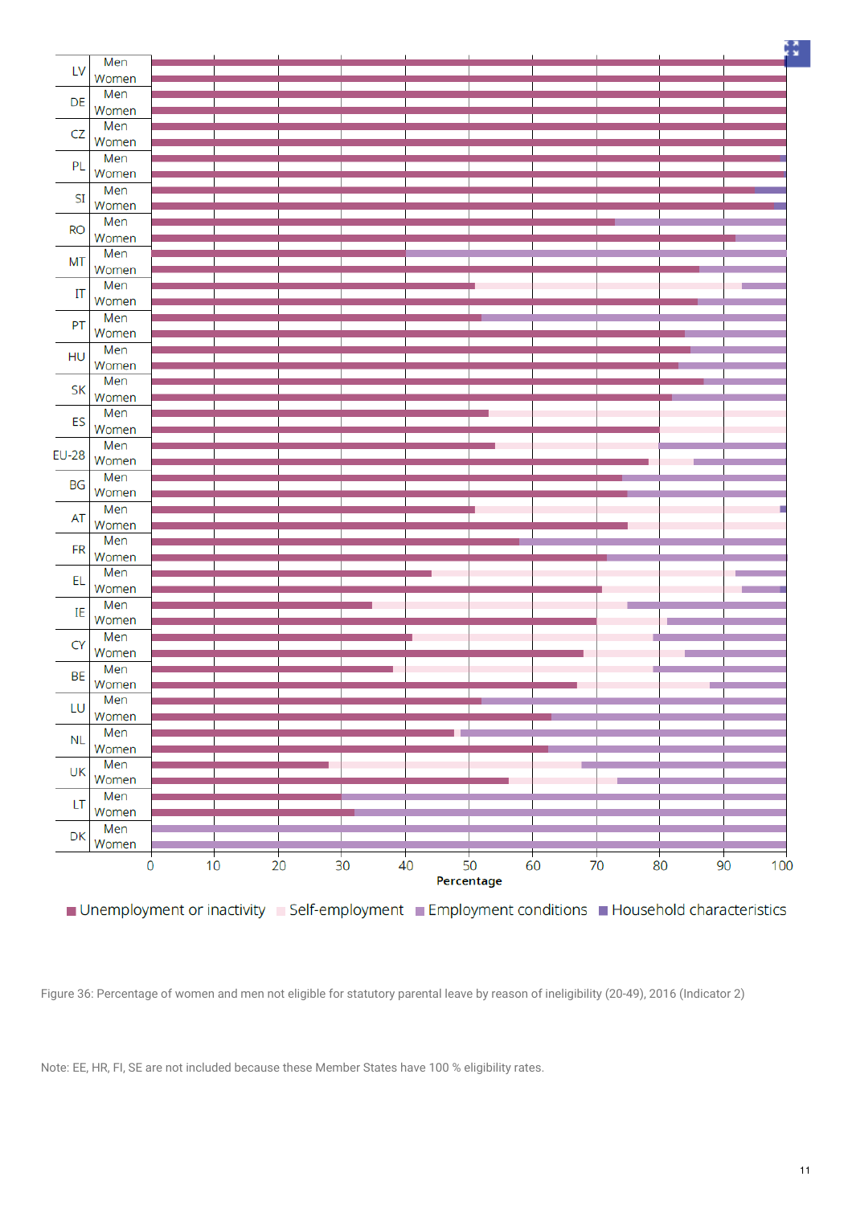Figure 36: Percentage of women and men not eligible for statutory parental leave by reason of ineligibility (20-49), 2016 (Indicator 2)

Note: EE, HR, FI, SE are not included because these Member States have 100 % eligibility rates.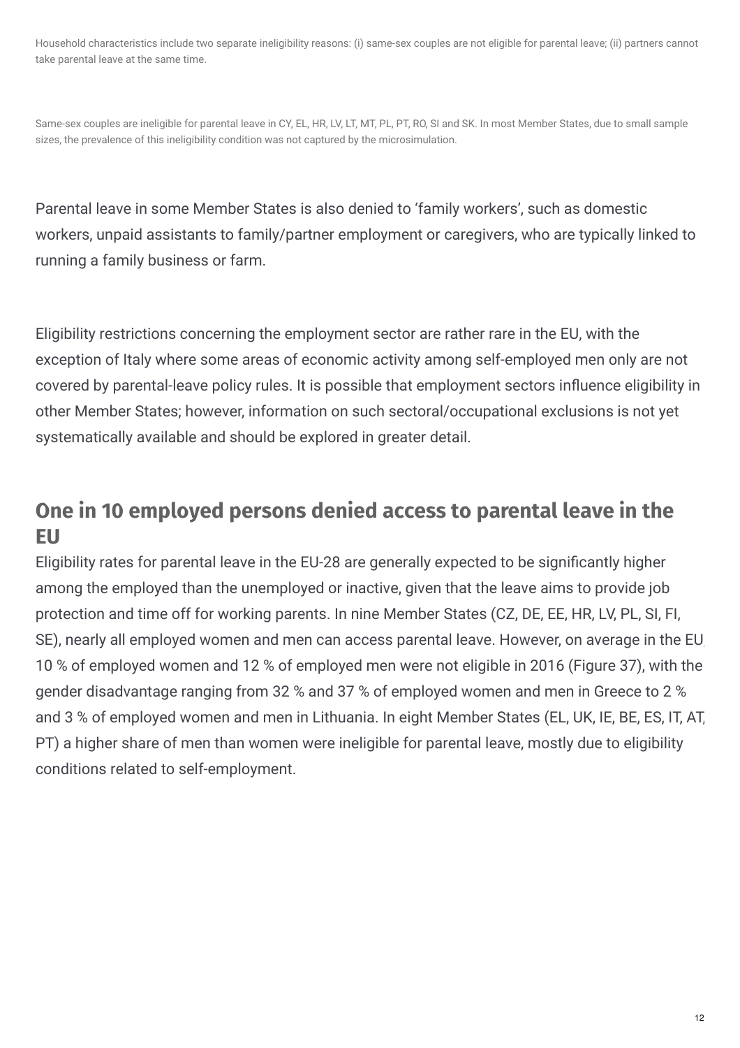Household characteristics include two separate ineligibility reasons: (i) same-sex couples are not eligible for parental leave; (ii) partners cannot take parental leave at the same time.

Same-sex couples are ineligible for parental leave in CY, EL, HR, LV, LT, MT, PL, PT, RO, SI and SK. In most Member States, due to small sample sizes, the prevalence of this ineligibility condition was not captured by the microsimulation.

Parental leave in some Member States is also denied to 'family workers', such as domestic workers, unpaid assistants to family/partner employment or caregivers, who are typically linked to running a family business or farm.

Eligibility restrictions concerning the employment sector are rather rare in the EU, with the exception of Italy where some areas of economic activity among self-employed men only are not covered by parental-leave policy rules. It is possible that employment sectors influence eligibility in other Member States; however, information on such sectoral/occupational exclusions is not yet systematically available and should be explored in greater detail.

## One in 10 employed persons denied access to parental leave in the EU

Eligibility rates for parental leave in the EU-28 are generally expected to be significantly higher among the employed than the unemployed or inactive, given that the leave aims to provide job protection and time off for working parents. In nine Member States (CZ, DE, EE, HR, LV, PL, SI, FI, SE), nearly all employed women and men can access parental leave. However, on average in the EU, 10 % of employed women and 12 % of employed men were not eligible in 2016 (Figure 37), with the gender disadvantage ranging from 32 % and 37 % of employed women and men in Greece to 2 % and 3 % of employed women and men in Lithuania. In eight Member States (EL, UK, IE, BE, ES, IT, AT, PT) a higher share of men than women were ineligible for parental leave, mostly due to eligibility conditions related to self-employment.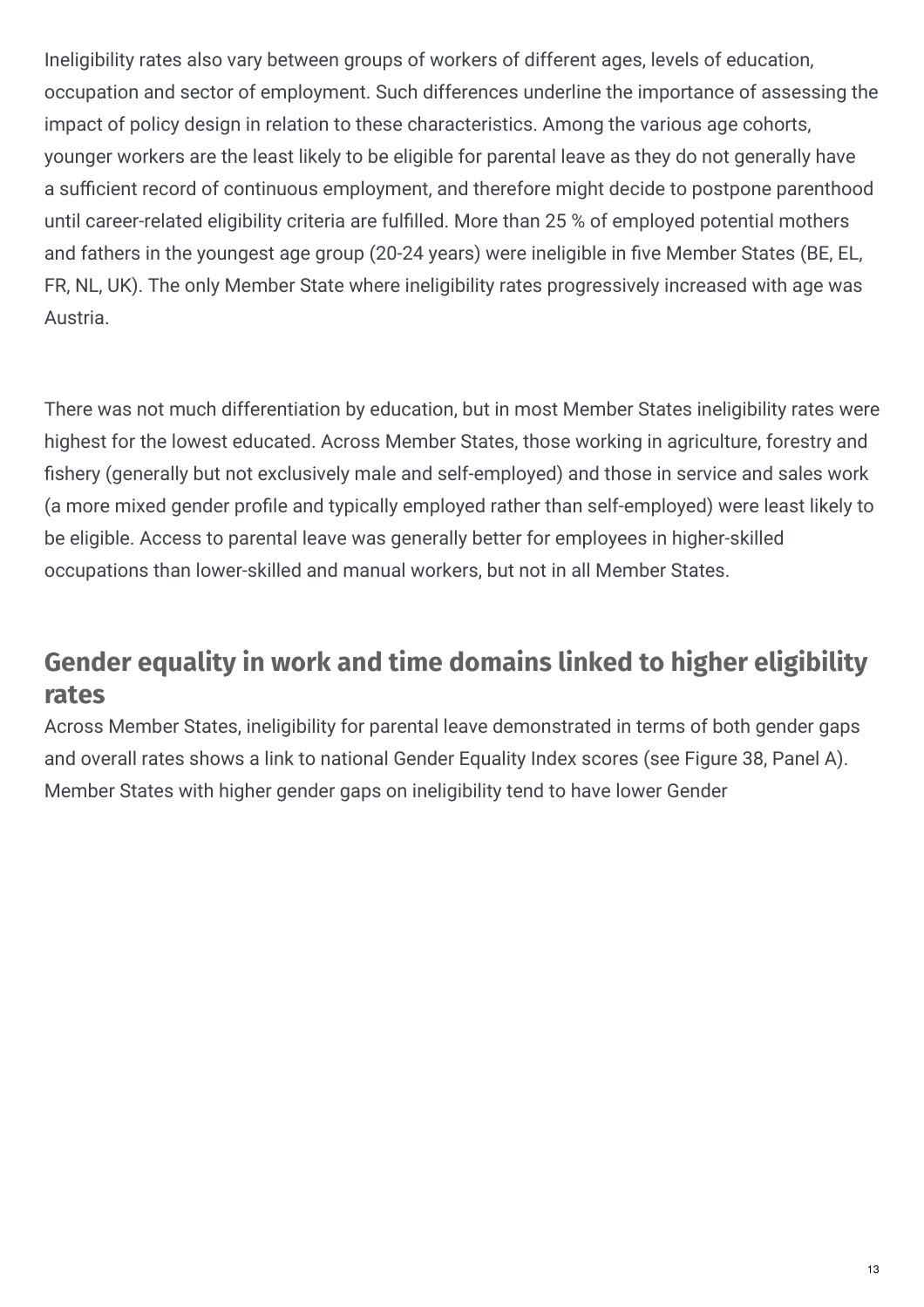Ineligibility rates also vary between groups of workers of different ages, levels of education, occupation and sector of employment. Such differences underline the importance of assessing the impact of policy design in relation to these characteristics. Among the various age cohorts, younger workers are the least likely to be eligible for parental leave as they do not generally have a sufficient record of continuous employment, and therefore might decide to postpone parenthood until career-related eligibility criteria are fulfilled. More than 25 % of employed potential mothers and fathers in the youngest age group (20-24 years) were ineligible in five Member States (BE, EL, FR, NL, UK). The only Member State where ineligibility rates progressively increased with age was Austria.

There was not much differentiation by education, but in most Member States ineligibility rates were highest for the lowest educated. Across Member States, those working in agriculture, forestry and fishery (generally but not exclusively male and self-employed) and those in service and sales work (a more mixed gender profile and typically employed rather than self-employed) were least likely to be eligible. Access to parental leave was generally better for employees in higher-skilled occupations than lower-skilled and manual workers, but not in all Member States.

## Gender equality in work and time domains linked to higher eligibility rates

Across Member States, ineligibility for parental leave demonstrated in terms of both gender gaps and overall rates shows a link to national Gender Equality Index scores (see Figure 38, Panel A). Member States with higher gender gaps on ineligibility tend to have lower Gender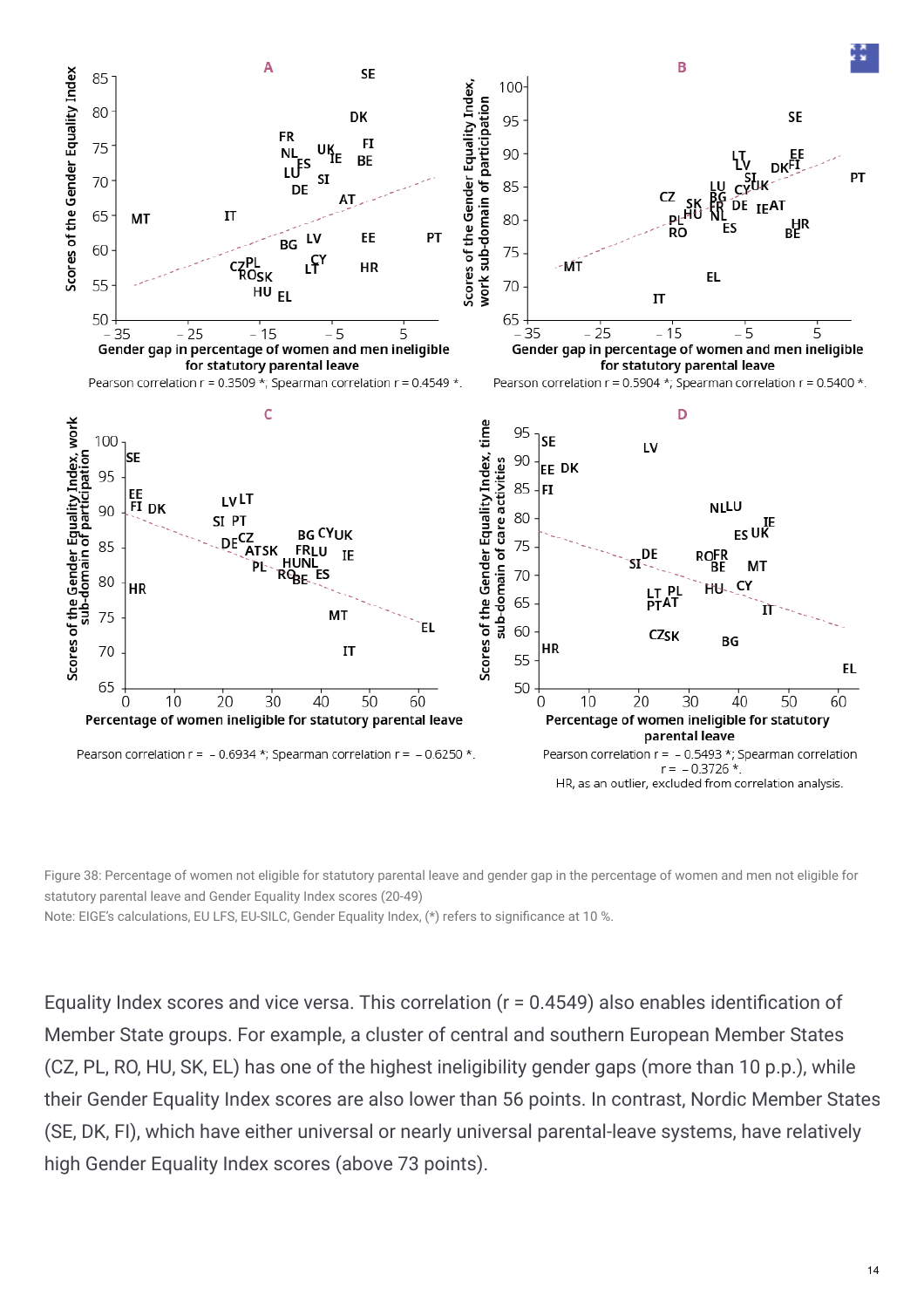Figure 38: Percentage of women not eligible for statutory parental leave and gender gap in the percentage of women and men not eligible for statutory parental leave and Gender Equality Index scores (20-49)

Note: EIGE's calculations, EU LFS, EU-SILC, Gender Equality Index, (*) refers to significance at 10 %.

Equality Index scores and vice versa. This correlation (r = 0.4549) also enables identification of Member State groups. For example, a cluster of central and southern European Member States (CZ, PL, RO, HU, SK, EL) has one of the highest ineligibility gender gaps (more than 10 p.p.), while their Gender Equality Index scores are also lower than 56 points. In contrast, Nordic Member States (SE, DK, FI), which have either universal or nearly universal parental-leave systems, have relatively high Gender Equality Index scores (above 73 points).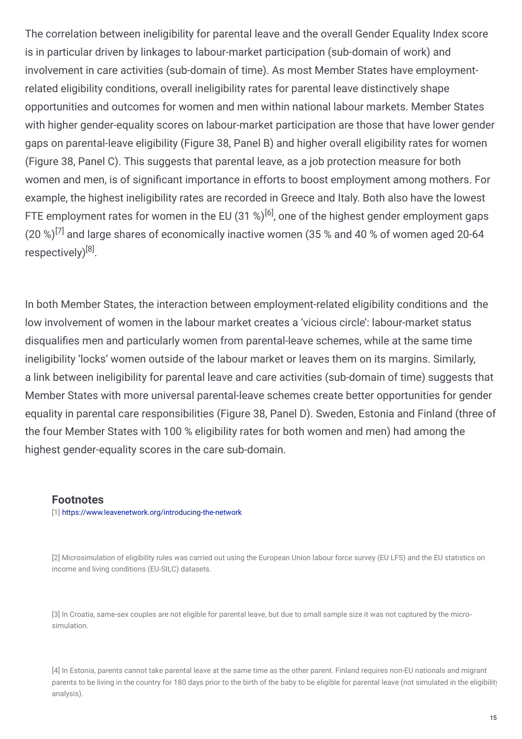The correlation between ineligibility for parental leave and the overall Gender Equality Index score is in particular driven by linkages to labour-market participation (sub-domain of work) and involvement in care activities (sub-domain of time). As most Member States have employment-related eligibility conditions, overall ineligibility rates for parental leave distinctively shape opportunities and outcomes for women and men within national labour markets. Member States with higher gender-equality scores on labour-market participation are those that have lower gender gaps on parental-leave eligibility (Figure 38, Panel B) and higher overall eligibility rates for women (Figure 38, Panel C). This suggests that parental leave, as a job protection measure for both women and men, is of significant importance in efforts to boost employment among mothers. For example, the highest ineligibility rates are recorded in Greece and Italy. Both also have the lowest FTE employment rates for women in the EU (31 %)[6], one of the highest gender employment gaps (20 %)[7] and large shares of economically inactive women (35 % and 40 % of women aged 20-64 respectively)[8].

In both Member States, the interaction between employment-related eligibility conditions and the low involvement of women in the labour market creates a 'vicious circle': labour-market status disqualifies men and particularly women from parental-leave schemes, while at the same time ineligibility 'locks' women outside of the labour market or leaves them on its margins. Similarly, a link between ineligibility for parental leave and care activities (sub-domain of time) suggests that Member States with more universal parental-leave schemes create better opportunities for gender equality in parental care responsibilities (Figure 38, Panel D). Sweden, Estonia and Finland (three of the four Member States with 100 % eligibility rates for both women and men) had among the highest gender-equality scores in the care sub-domain.

### Footnotes

[1] https://www.leavenetwork.org/introducing-the-network

[2] Microsimulation of eligibility rules was carried out using the European Union labour force survey (EU LFS) and the EU statistics on income and living conditions (EU-SILC) datasets.

[3] In Croatia, same-sex couples are not eligible for parental leave, but due to small sample size it was not captured by the micro-simulation.

[4] In Estonia, parents cannot take parental leave at the same time as the other parent. Finland requires non-EU nationals and migrant parents to be living in the country for 180 days prior to the birth of the baby to be eligible for parental leave (not simulated in the eligibility analysis).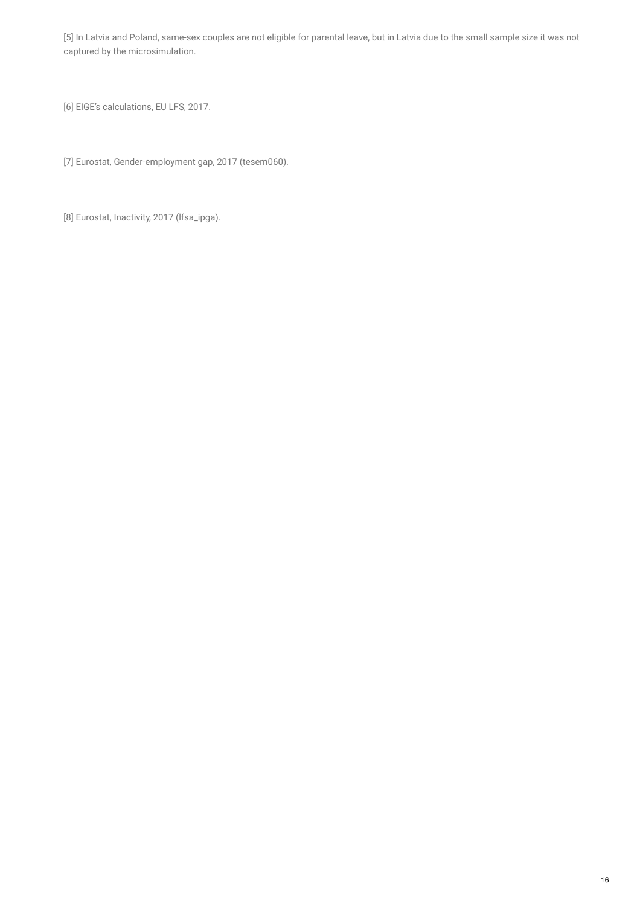[5] In Latvia and Poland, same-sex couples are not eligible for parental leave, but in Latvia due to the small sample size it was not captured by the microsimulation.

[6] EIGE's calculations, EU LFS, 2017.

[7] Eurostat, Gender-employment gap, 2017 (tesem060).

[8] Eurostat, Inactivity, 2017 (lfsa_ipga).